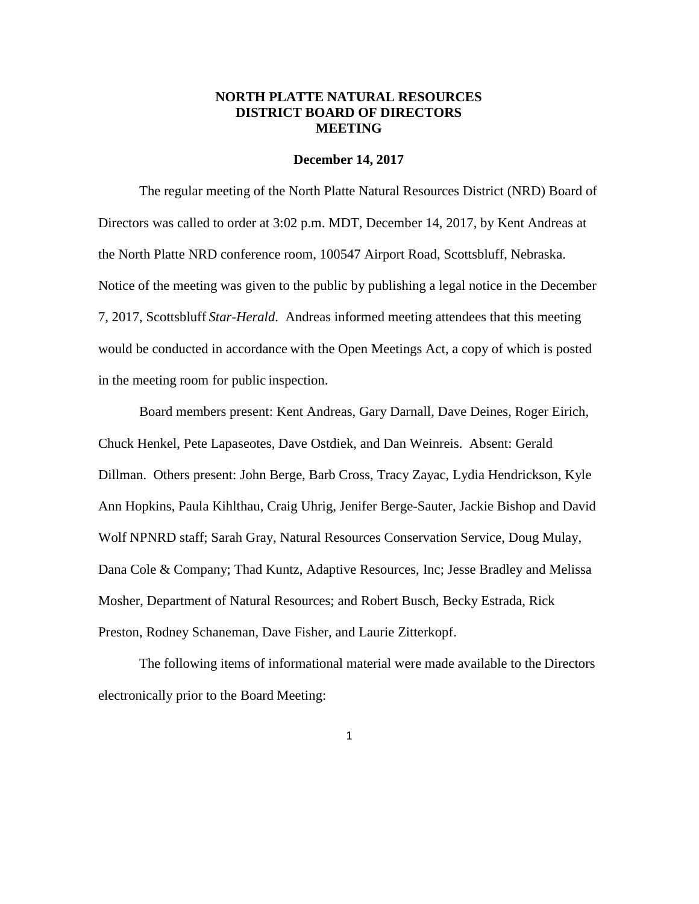# NORTH PLATTE NATURAL RESOURCES DISTRICT BOARD OF DIRECTORS MEETING

**December 14, 2017**

The regular meeting of the North Platte Natural Resources District (NRD) Board of Directors was called to order at 3:02 p.m. MDT, December 14, 2017, by Kent Andreas at the North Platte NRD conference room, 100547 Airport Road, Scottsbluff, Nebraska. Notice of the meeting was given to the public by publishing a legal notice in the December 7, 2017, Scottsbluff *Star-Herald*. Andreas informed meeting attendees that this meeting would be conducted in accordance with the Open Meetings Act, a copy of which is posted in the meeting room for public inspection.

Board members present: Kent Andreas, Gary Darnall, Dave Deines, Roger Eirich, Chuck Henkel, Pete Lapaseotes, Dave Ostdiek, and Dan Weinreis. Absent: Gerald Dillman. Others present: John Berge, Barb Cross, Tracy Zayac, Lydia Hendrickson, Kyle Ann Hopkins, Paula Kihlthau, Craig Uhrig, Jenifer Berge-Sauter, Jackie Bishop and David Wolf NPNRD staff; Sarah Gray, Natural Resources Conservation Service, Doug Mulay, Dana Cole & Company; Thad Kuntz, Adaptive Resources, Inc; Jesse Bradley and Melissa Mosher, Department of Natural Resources; and Robert Busch, Becky Estrada, Rick Preston, Rodney Schaneman, Dave Fisher, and Laurie Zitterkopf.

The following items of informational material were made available to the Directors electronically prior to the Board Meeting: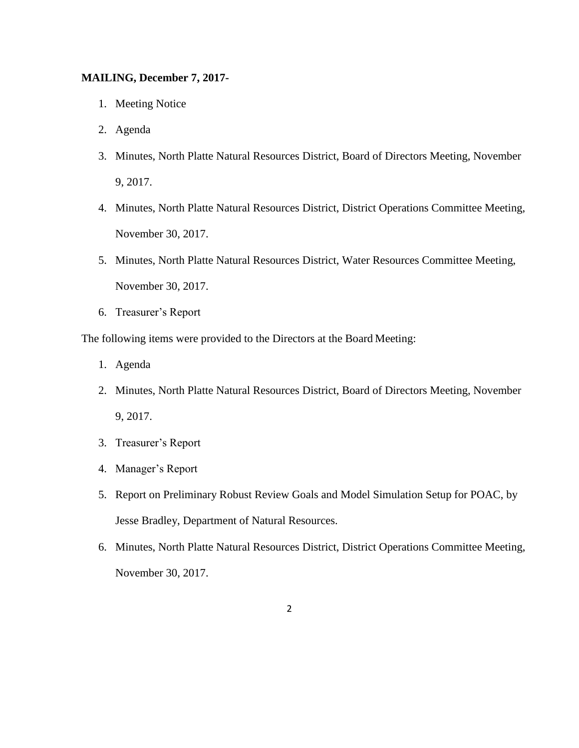**MAILING, December 7, 2017-**

1. Meeting Notice
2. Agenda
3. Minutes, North Platte Natural Resources District, Board of Directors Meeting, November 9, 2017.
4. Minutes, North Platte Natural Resources District, District Operations Committee Meeting, November 30, 2017.
5. Minutes, North Platte Natural Resources District, Water Resources Committee Meeting, November 30, 2017.
6. Treasurer's Report

The following items were provided to the Directors at the Board Meeting:

1. Agenda
2. Minutes, North Platte Natural Resources District, Board of Directors Meeting, November 9, 2017.
3. Treasurer's Report
4. Manager's Report
5. Report on Preliminary Robust Review Goals and Model Simulation Setup for POAC, by Jesse Bradley, Department of Natural Resources.
6. Minutes, North Platte Natural Resources District, District Operations Committee Meeting, November 30, 2017.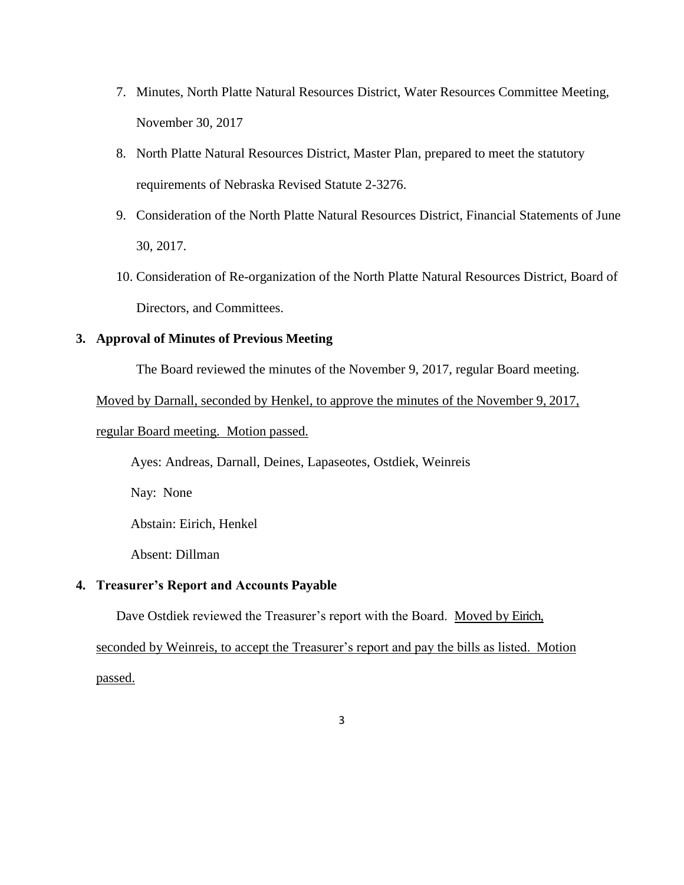7. Minutes, North Platte Natural Resources District, Water Resources Committee Meeting, November 30, 2017
8. North Platte Natural Resources District, Master Plan, prepared to meet the statutory requirements of Nebraska Revised Statute 2-3276.
9. Consideration of the North Platte Natural Resources District, Financial Statements of June 30, 2017.
10. Consideration of Re-organization of the North Platte Natural Resources District, Board of Directors, and Committees.

**3. Approval of Minutes of Previous Meeting**

The Board reviewed the minutes of the November 9, 2017, regular Board meeting. <u>Moved by Darnall, seconded by Henkel, to approve the minutes of the November 9, 2017, regular Board meeting. Motion passed.</u>

Ayes: Andreas, Darnall, Deines, Lapaseotes, Ostdiek, Weinreis

Nay: None

Abstain: Eirich, Henkel

Absent: Dillman

**4. Treasurer's Report and Accounts Payable**

Dave Ostdiek reviewed the Treasurer's report with the Board. <u>Moved by Eirich, seconded by Weinreis, to accept the Treasurer's report and pay the bills as listed. Motion passed.</u>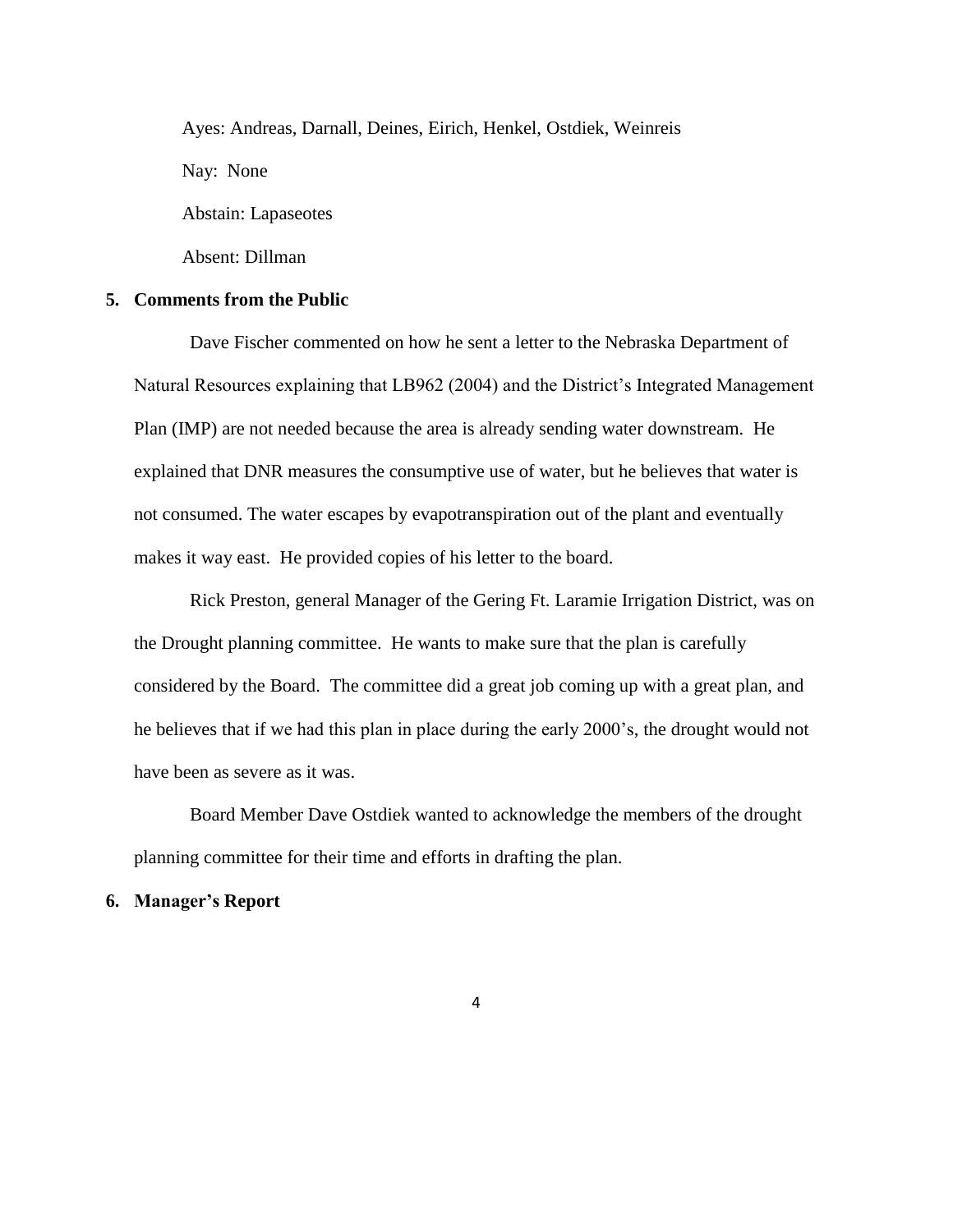Ayes: Andreas, Darnall, Deines, Eirich, Henkel, Ostdiek, Weinreis

Nay: None

Abstain: Lapaseotes

Absent: Dillman

**5. Comments from the Public**

Dave Fischer commented on how he sent a letter to the Nebraska Department of Natural Resources explaining that LB962 (2004) and the District's Integrated Management Plan (IMP) are not needed because the area is already sending water downstream. He explained that DNR measures the consumptive use of water, but he believes that water is not consumed. The water escapes by evapotranspiration out of the plant and eventually makes it way east. He provided copies of his letter to the board.

Rick Preston, general Manager of the Gering Ft. Laramie Irrigation District, was on the Drought planning committee. He wants to make sure that the plan is carefully considered by the Board. The committee did a great job coming up with a great plan, and he believes that if we had this plan in place during the early 2000's, the drought would not have been as severe as it was.

Board Member Dave Ostdiek wanted to acknowledge the members of the drought planning committee for their time and efforts in drafting the plan.

**6. Manager's Report**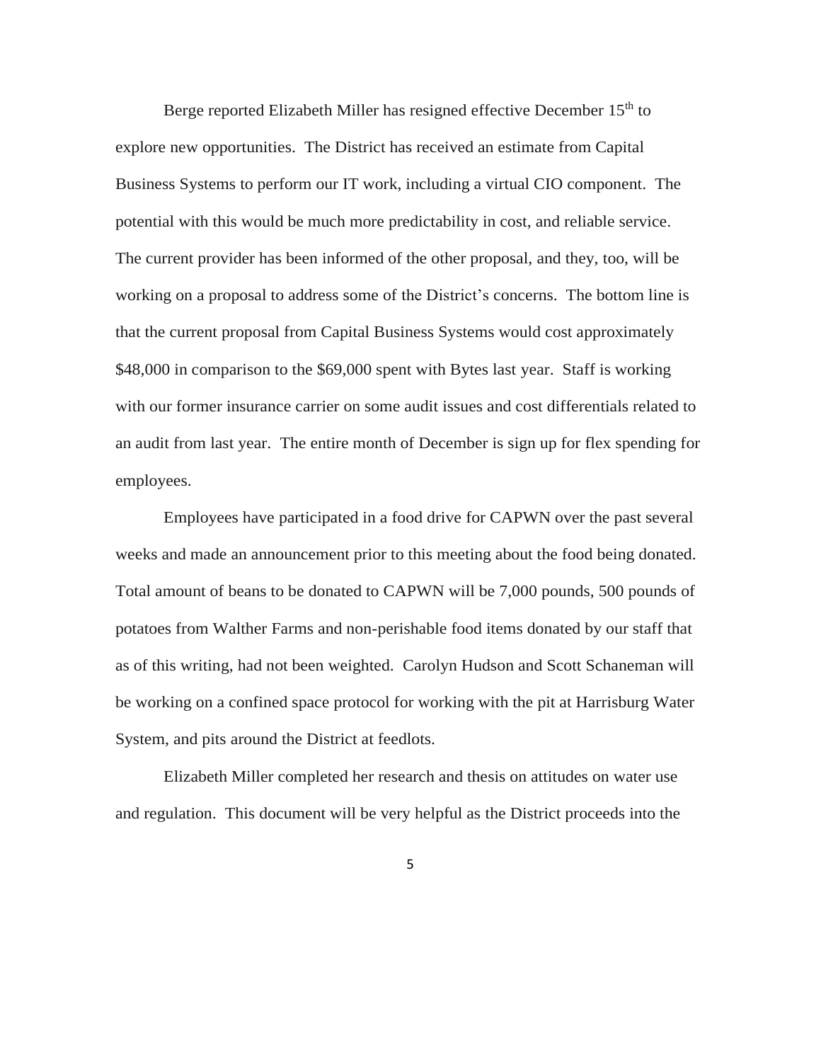Berge reported Elizabeth Miller has resigned effective December 15th to explore new opportunities. The District has received an estimate from Capital Business Systems to perform our IT work, including a virtual CIO component. The potential with this would be much more predictability in cost, and reliable service. The current provider has been informed of the other proposal, and they, too, will be working on a proposal to address some of the District's concerns. The bottom line is that the current proposal from Capital Business Systems would cost approximately $48,000 in comparison to the $69,000 spent with Bytes last year. Staff is working with our former insurance carrier on some audit issues and cost differentials related to an audit from last year. The entire month of December is sign up for flex spending for employees.

Employees have participated in a food drive for CAPWN over the past several weeks and made an announcement prior to this meeting about the food being donated. Total amount of beans to be donated to CAPWN will be 7,000 pounds, 500 pounds of potatoes from Walther Farms and non-perishable food items donated by our staff that as of this writing, had not been weighted. Carolyn Hudson and Scott Schaneman will be working on a confined space protocol for working with the pit at Harrisburg Water System, and pits around the District at feedlots.

Elizabeth Miller completed her research and thesis on attitudes on water use and regulation. This document will be very helpful as the District proceeds into the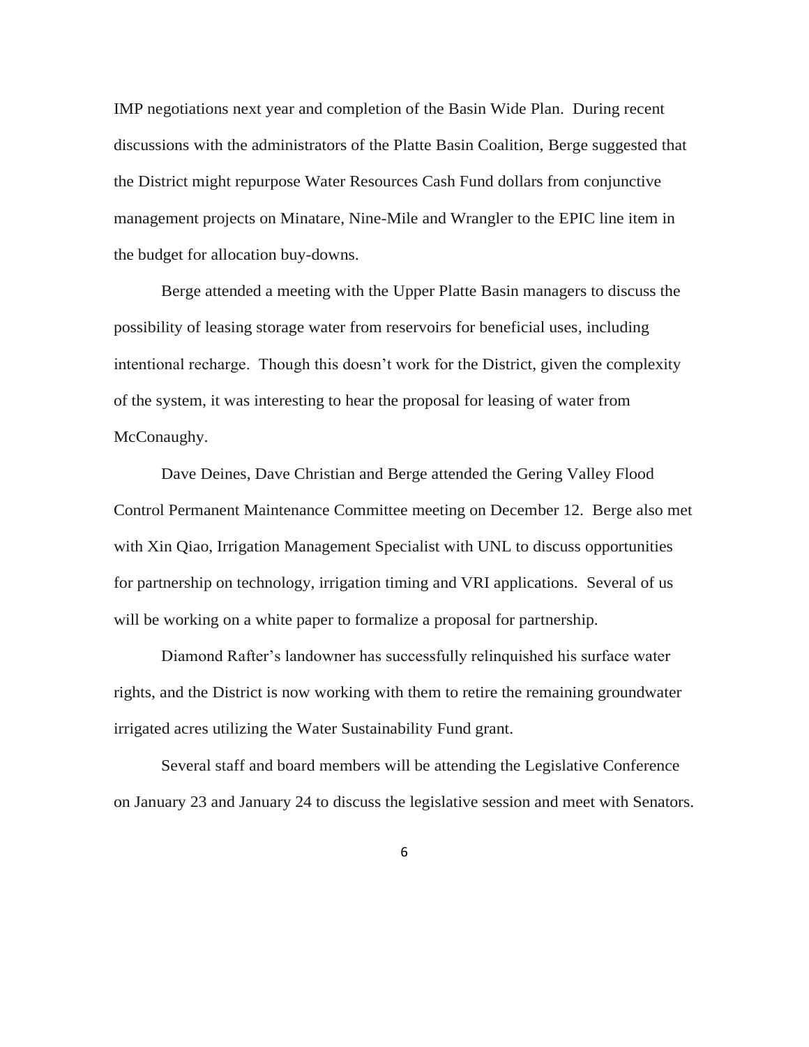IMP negotiations next year and completion of the Basin Wide Plan. During recent discussions with the administrators of the Platte Basin Coalition, Berge suggested that the District might repurpose Water Resources Cash Fund dollars from conjunctive management projects on Minatare, Nine-Mile and Wrangler to the EPIC line item in the budget for allocation buy-downs.

Berge attended a meeting with the Upper Platte Basin managers to discuss the possibility of leasing storage water from reservoirs for beneficial uses, including intentional recharge. Though this doesn't work for the District, given the complexity of the system, it was interesting to hear the proposal for leasing of water from McConaughy.

Dave Deines, Dave Christian and Berge attended the Gering Valley Flood Control Permanent Maintenance Committee meeting on December 12. Berge also met with Xin Qiao, Irrigation Management Specialist with UNL to discuss opportunities for partnership on technology, irrigation timing and VRI applications. Several of us will be working on a white paper to formalize a proposal for partnership.

Diamond Rafter's landowner has successfully relinquished his surface water rights, and the District is now working with them to retire the remaining groundwater irrigated acres utilizing the Water Sustainability Fund grant.

Several staff and board members will be attending the Legislative Conference on January 23 and January 24 to discuss the legislative session and meet with Senators.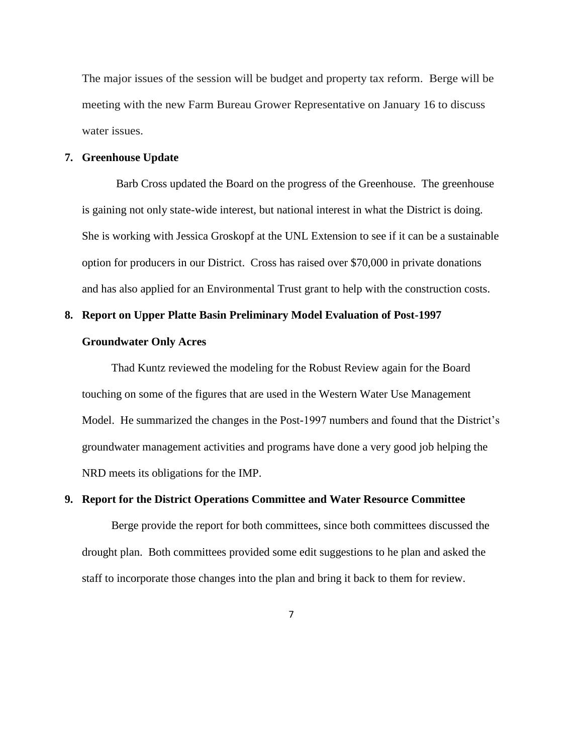The major issues of the session will be budget and property tax reform. Berge will be meeting with the new Farm Bureau Grower Representative on January 16 to discuss water issues.

**7. Greenhouse Update**

Barb Cross updated the Board on the progress of the Greenhouse. The greenhouse is gaining not only state-wide interest, but national interest in what the District is doing. She is working with Jessica Groskopf at the UNL Extension to see if it can be a sustainable option for producers in our District. Cross has raised over $70,000 in private donations and has also applied for an Environmental Trust grant to help with the construction costs.

**8. Report on Upper Platte Basin Preliminary Model Evaluation of Post-1997 Groundwater Only Acres**

Thad Kuntz reviewed the modeling for the Robust Review again for the Board touching on some of the figures that are used in the Western Water Use Management Model. He summarized the changes in the Post-1997 numbers and found that the District's groundwater management activities and programs have done a very good job helping the NRD meets its obligations for the IMP.

**9. Report for the District Operations Committee and Water Resource Committee**

Berge provide the report for both committees, since both committees discussed the drought plan. Both committees provided some edit suggestions to he plan and asked the staff to incorporate those changes into the plan and bring it back to them for review.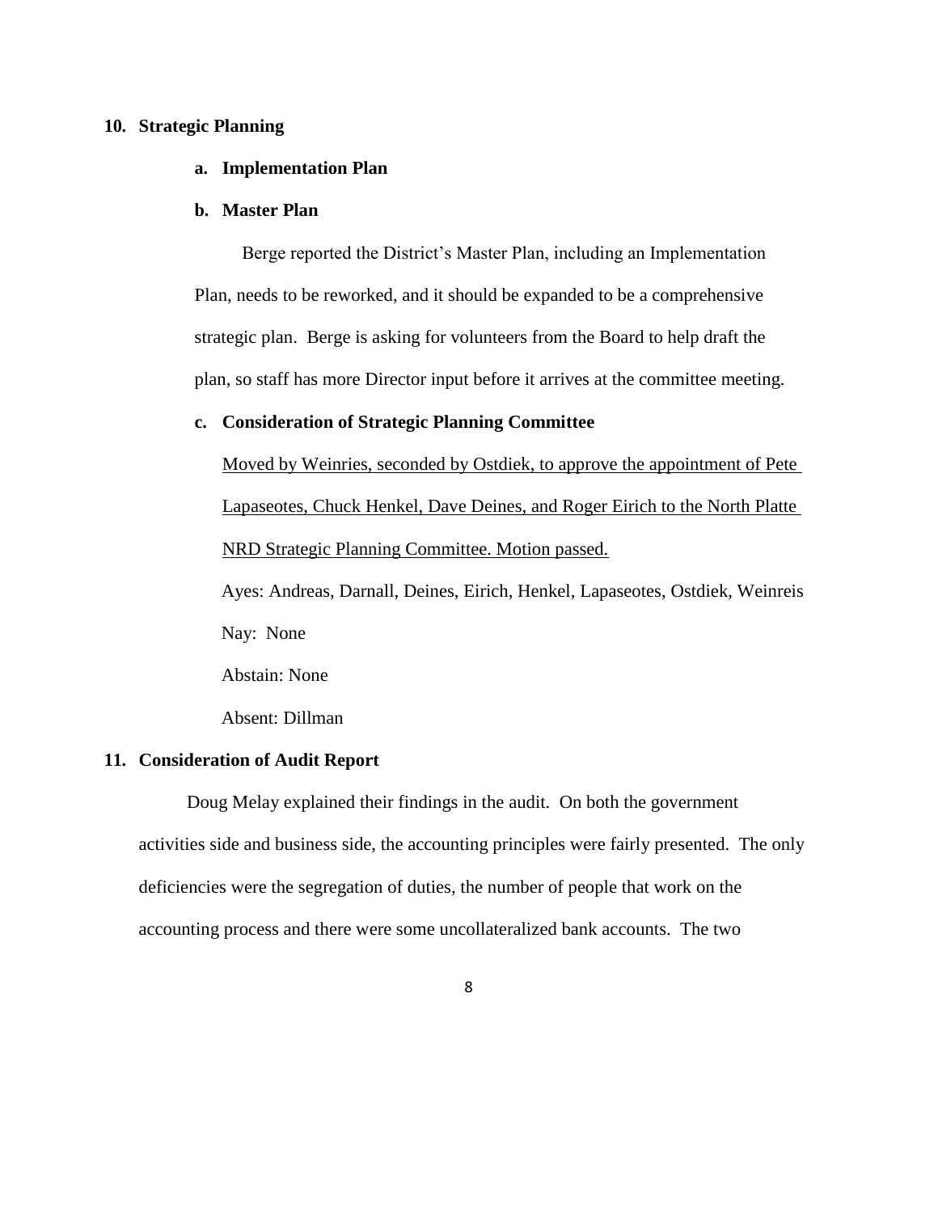## 10. Strategic Planning

### a. Implementation Plan

### b. Master Plan

Berge reported the District's Master Plan, including an Implementation Plan, needs to be reworked, and it should be expanded to be a comprehensive strategic plan. Berge is asking for volunteers from the Board to help draft the plan, so staff has more Director input before it arrives at the committee meeting.

### c. Consideration of Strategic Planning Committee

<u>Moved by Weinries, seconded by Ostdiek, to approve the appointment of Pete Lapaseotes, Chuck Henkel, Dave Deines, and Roger Eirich to the North Platte NRD Strategic Planning Committee. Motion passed.</u>

Ayes: Andreas, Darnall, Deines, Eirich, Henkel, Lapaseotes, Ostdiek, Weinreis

Nay: None

Abstain: None

Absent: Dillman

## 11. Consideration of Audit Report

Doug Melay explained their findings in the audit. On both the government activities side and business side, the accounting principles were fairly presented. The only deficiencies were the segregation of duties, the number of people that work on the accounting process and there were some uncollateralized bank accounts. The two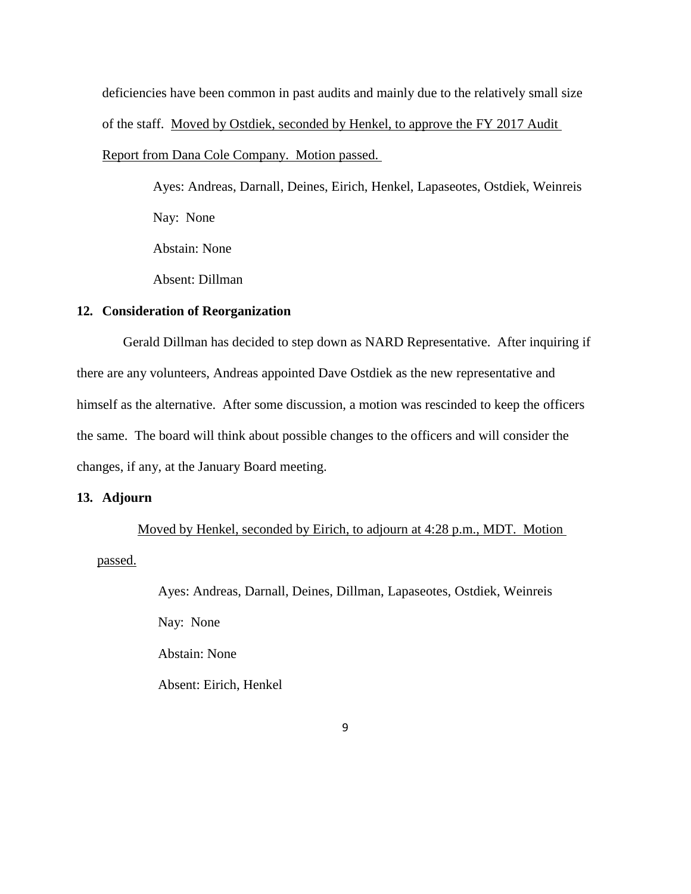deficiencies have been common in past audits and mainly due to the relatively small size of the staff. Moved by Ostdiek, seconded by Henkel, to approve the FY 2017 Audit Report from Dana Cole Company. Motion passed.

Ayes: Andreas, Darnall, Deines, Eirich, Henkel, Lapaseotes, Ostdiek, Weinreis

Nay: None

Abstain: None

Absent: Dillman

**12. Consideration of Reorganization**

Gerald Dillman has decided to step down as NARD Representative. After inquiring if there are any volunteers, Andreas appointed Dave Ostdiek as the new representative and himself as the alternative. After some discussion, a motion was rescinded to keep the officers the same. The board will think about possible changes to the officers and will consider the changes, if any, at the January Board meeting.

**13. Adjourn**

Moved by Henkel, seconded by Eirich, to adjourn at 4:28 p.m., MDT. Motion passed.

Ayes: Andreas, Darnall, Deines, Dillman, Lapaseotes, Ostdiek, Weinreis

Nay: None

Abstain: None

Absent: Eirich, Henkel